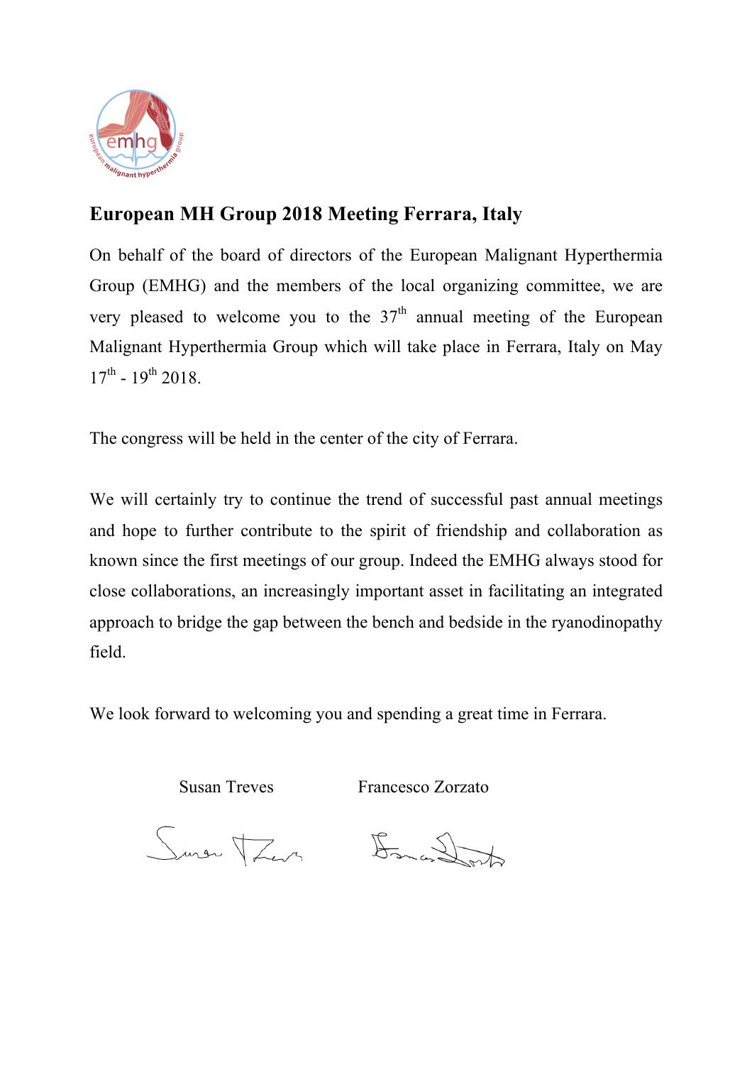# European MH Group 2018 Meeting Ferrara, Italy

On behalf of the board of directors of the European Malignant Hyperthermia Group (EMHG) and the members of the local organizing committee, we are very pleased to welcome you to the 37th annual meeting of the European Malignant Hyperthermia Group which will take place in Ferrara, Italy on May 17th - 19th 2018.

The congress will be held in the center of the city of Ferrara.

We will certainly try to continue the trend of successful past annual meetings and hope to further contribute to the spirit of friendship and collaboration as known since the first meetings of our group. Indeed the EMHG always stood for close collaborations, an increasingly important asset in facilitating an integrated approach to bridge the gap between the bench and bedside in the ryanodinopathy field.

We look forward to welcoming you and spending a great time in Ferrara.

Susan Treves          Francesco Zorzato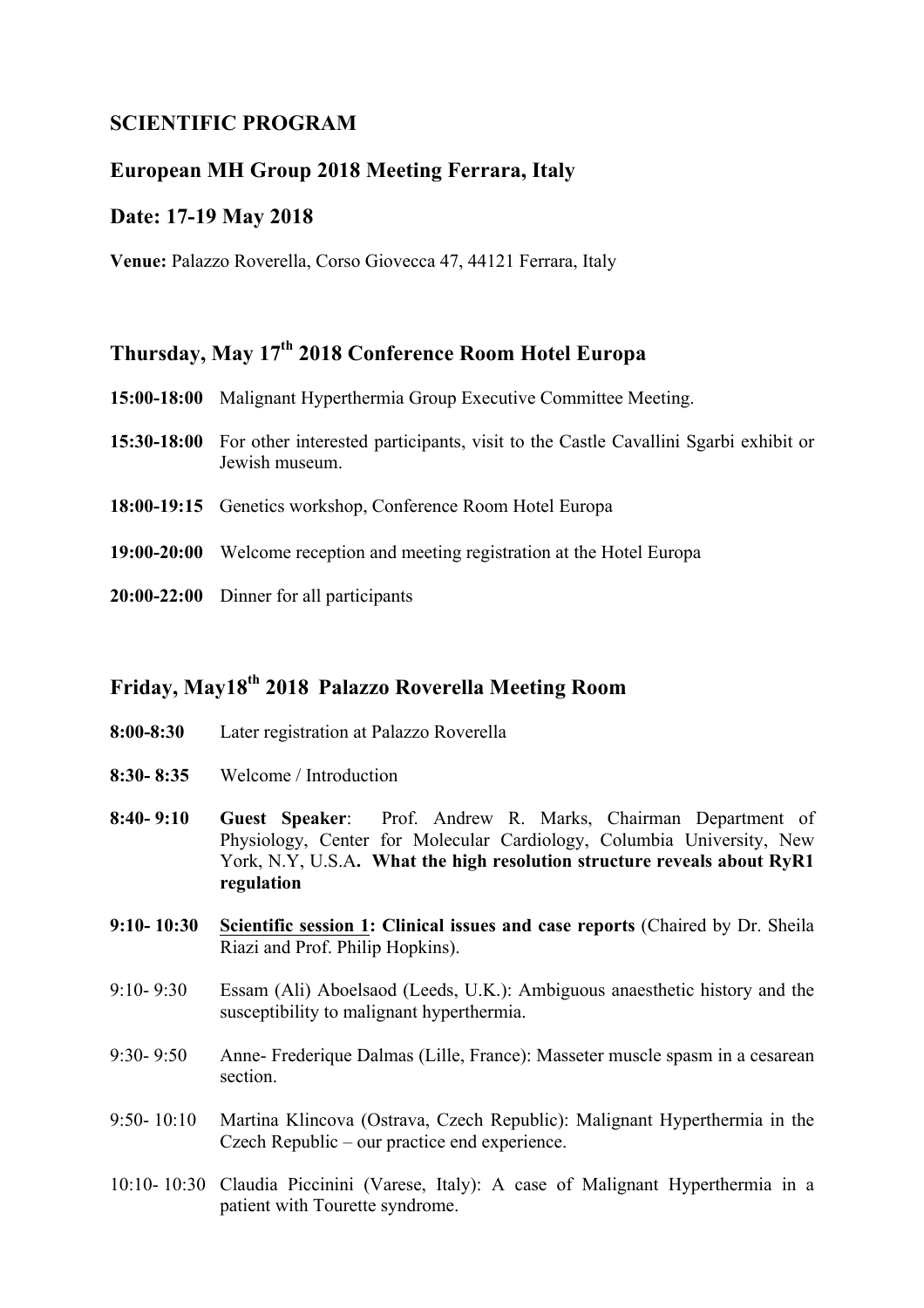## SCIENTIFIC PROGRAM

## European MH Group 2018 Meeting Ferrara, Italy

## Date: 17-19 May 2018

**Venue:** Palazzo Roverella, Corso Giovecca 47, 44121 Ferrara, Italy

## Thursday, May 17th 2018 Conference Room Hotel Europa

**15:00-18:00** Malignant Hyperthermia Group Executive Committee Meeting.

**15:30-18:00** For other interested participants, visit to the Castle Cavallini Sgarbi exhibit or Jewish museum.

**18:00-19:15** Genetics workshop, Conference Room Hotel Europa

**19:00-20:00** Welcome reception and meeting registration at the Hotel Europa

**20:00-22:00** Dinner for all participants

## Friday, May18th 2018 Palazzo Roverella Meeting Room

**8:00-8:30** Later registration at Palazzo Roverella

**8:30- 8:35** Welcome / Introduction

**8:40- 9:10** **Guest Speaker**: Prof. Andrew R. Marks, Chairman Department of Physiology, Center for Molecular Cardiology, Columbia University, New York, N.Y, U.S.A**. What the high resolution structure reveals about RyR1 regulation**

**9:10- 10:30** **Scientific session 1: Clinical issues and case reports** (Chaired by Dr. Sheila Riazi and Prof. Philip Hopkins).

9:10- 9:30 Essam (Ali) Aboelsaod (Leeds, U.K.): Ambiguous anaesthetic history and the susceptibility to malignant hyperthermia.

9:30- 9:50 Anne- Frederique Dalmas (Lille, France): Masseter muscle spasm in a cesarean section.

9:50- 10:10 Martina Klincova (Ostrava, Czech Republic): Malignant Hyperthermia in the Czech Republic – our practice end experience.

10:10- 10:30 Claudia Piccinini (Varese, Italy): A case of Malignant Hyperthermia in a patient with Tourette syndrome.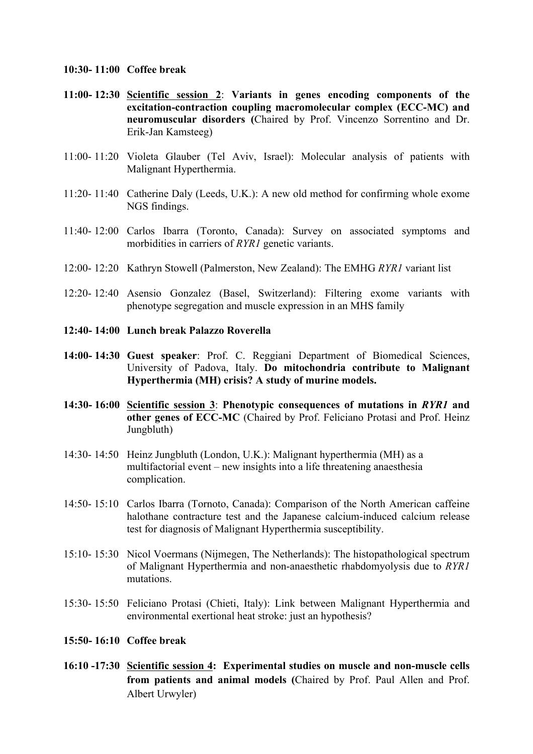**10:30- 11:00 Coffee break**

**11:00- 12:30** <u>**Scientific session 2**</u>: **Variants in genes encoding components of the excitation-contraction coupling macromolecular complex (ECC-MC) and neuromuscular disorders (**Chaired by Prof. Vincenzo Sorrentino and Dr. Erik-Jan Kamsteeg)

11:00- 11:20 Violeta Glauber (Tel Aviv, Israel): Molecular analysis of patients with Malignant Hyperthermia.

11:20- 11:40 Catherine Daly (Leeds, U.K.): A new old method for confirming whole exome NGS findings.

11:40- 12:00 Carlos Ibarra (Toronto, Canada): Survey on associated symptoms and morbidities in carriers of *RYR1* genetic variants.

12:00- 12:20 Kathryn Stowell (Palmerston, New Zealand): The EMHG *RYR1* variant list

12:20- 12:40 Asensio Gonzalez (Basel, Switzerland): Filtering exome variants with phenotype segregation and muscle expression in an MHS family

**12:40- 14:00 Lunch break Palazzo Roverella**

**14:00- 14:30 Guest speaker**: Prof. C. Reggiani Department of Biomedical Sciences, University of Padova, Italy. **Do mitochondria contribute to Malignant Hyperthermia (MH) crisis? A study of murine models.**

**14:30- 16:00** <u>**Scientific session 3**</u>: **Phenotypic consequences of mutations in *RYR1* and other genes of ECC-MC** (Chaired by Prof. Feliciano Protasi and Prof. Heinz Jungbluth)

14:30- 14:50 Heinz Jungbluth (London, U.K.): Malignant hyperthermia (MH) as a multifactorial event – new insights into a life threatening anaesthesia complication.

14:50- 15:10 Carlos Ibarra (Tornoto, Canada): Comparison of the North American caffeine halothane contracture test and the Japanese calcium-induced calcium release test for diagnosis of Malignant Hyperthermia susceptibility.

15:10- 15:30 Nicol Voermans (Nijmegen, The Netherlands): The histopathological spectrum of Malignant Hyperthermia and non-anaesthetic rhabdomyolysis due to *RYR1* mutations.

15:30- 15:50 Feliciano Protasi (Chieti, Italy): Link between Malignant Hyperthermia and environmental exertional heat stroke: just an hypothesis?

**15:50- 16:10 Coffee break**

**16:10 -17:30** <u>**Scientific session 4**</u>**: Experimental studies on muscle and non-muscle cells from patients and animal models (**Chaired by Prof. Paul Allen and Prof. Albert Urwyler)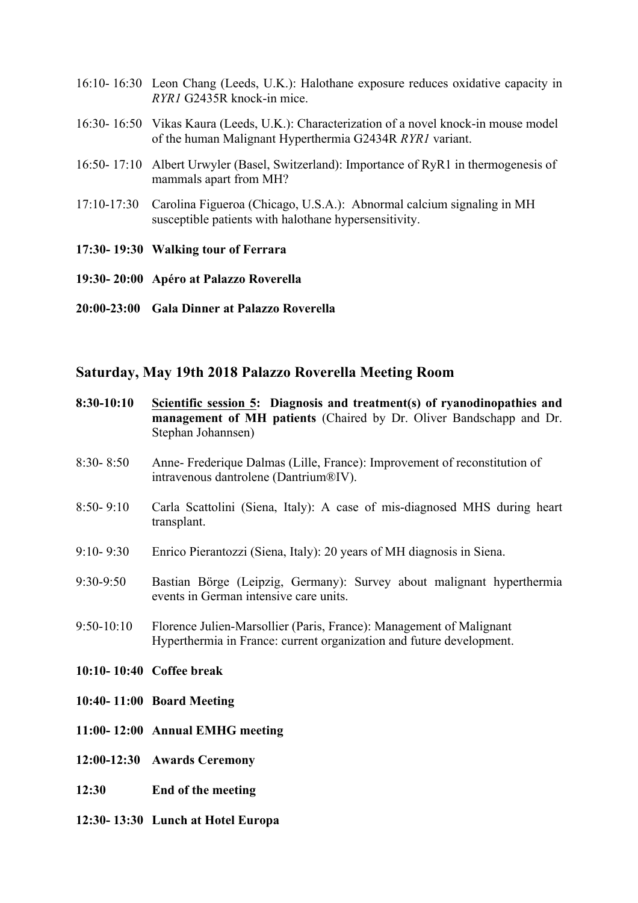16:10- 16:30 Leon Chang (Leeds, U.K.): Halothane exposure reduces oxidative capacity in *RYR1* G2435R knock-in mice.

16:30- 16:50 Vikas Kaura (Leeds, U.K.): Characterization of a novel knock-in mouse model of the human Malignant Hyperthermia G2434R *RYR1* variant.

16:50- 17:10 Albert Urwyler (Basel, Switzerland): Importance of RyR1 in thermogenesis of mammals apart from MH?

17:10-17:30 Carolina Figueroa (Chicago, U.S.A.): Abnormal calcium signaling in MH susceptible patients with halothane hypersensitivity.

**17:30- 19:30 Walking tour of Ferrara**

**19:30- 20:00 Apéro at Palazzo Roverella**

**20:00-23:00 Gala Dinner at Palazzo Roverella**

## Saturday, May 19th 2018 Palazzo Roverella Meeting Room

**8:30-10:10** <u>**Scientific session 5**</u>**: Diagnosis and treatment(s) of ryanodinopathies and management of MH patients** (Chaired by Dr. Oliver Bandschapp and Dr. Stephan Johannsen)

8:30- 8:50 Anne- Frederique Dalmas (Lille, France): Improvement of reconstitution of intravenous dantrolene (Dantrium®IV).

8:50- 9:10 Carla Scattolini (Siena, Italy): A case of mis-diagnosed MHS during heart transplant.

9:10- 9:30 Enrico Pierantozzi (Siena, Italy): 20 years of MH diagnosis in Siena.

9:30-9:50 Bastian Börge (Leipzig, Germany): Survey about malignant hyperthermia events in German intensive care units.

9:50-10:10 Florence Julien-Marsollier (Paris, France): Management of Malignant Hyperthermia in France: current organization and future development.

**10:10- 10:40 Coffee break**

**10:40- 11:00 Board Meeting**

**11:00- 12:00 Annual EMHG meeting**

**12:00-12:30 Awards Ceremony**

**12:30 End of the meeting**

**12:30- 13:30 Lunch at Hotel Europa**